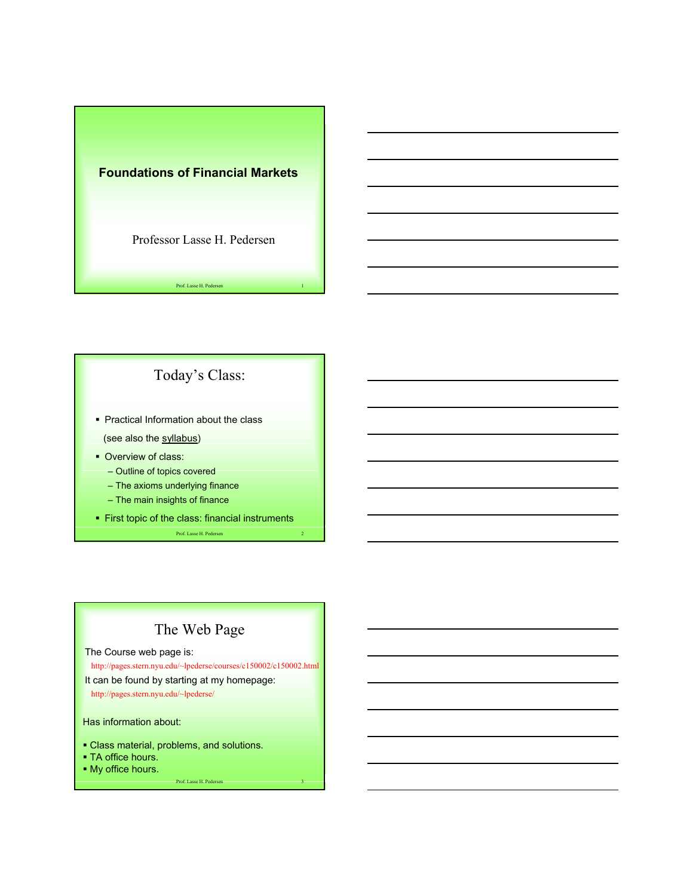# Foundations of Financial Markets

Professor Lasse H. Pedersen

## Today's Class:

- Practical Information about the class

  (see also the syllabus)
- Overview of class:
  - Outline of topics covered
  - The axioms underlying finance
  - The main insights of finance
- First topic of the class: financial instruments

## The Web Page

The Course web page is:

http://pages.stern.nyu.edu/~lpederse/courses/c150002/c150002.html

It can be found by starting at my homepage:

http://pages.stern.nyu.edu/~lpederse/

Has information about:

- Class material, problems, and solutions.
- TA office hours.
- My office hours.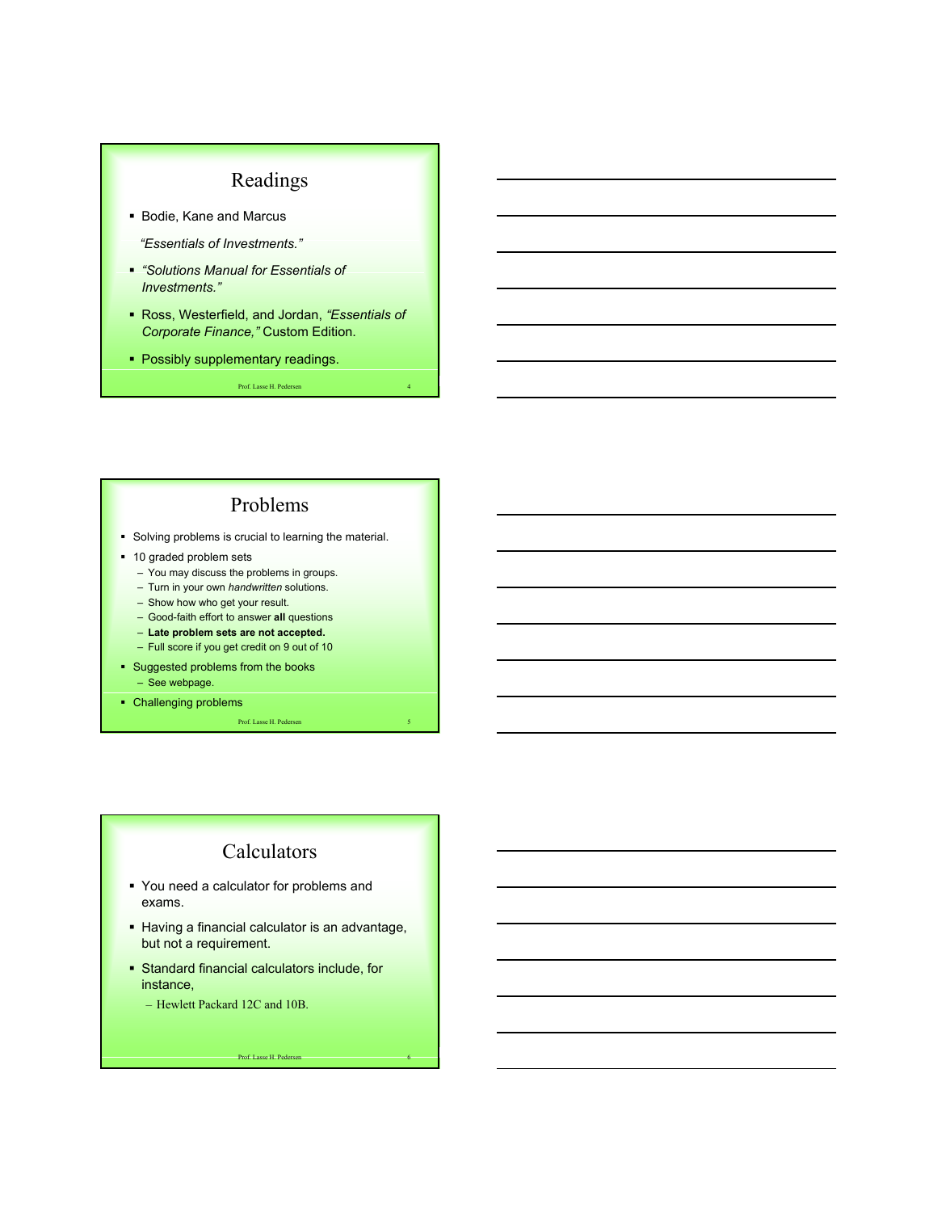## Readings

- Bodie, Kane and Marcus

  *"Essentials of Investments."*

- *"Solutions Manual for Essentials of Investments."*
- Ross, Westerfield, and Jordan, *"Essentials of Corporate Finance,"* Custom Edition.
- Possibly supplementary readings.

## Problems

- Solving problems is crucial to learning the material.
- 10 graded problem sets
  - You may discuss the problems in groups.
  - Turn in your own *handwritten* solutions.
  - Show how who get your result.
  - Good-faith effort to answer **all** questions
  - **Late problem sets are not accepted.**
  - Full score if you get credit on 9 out of 10
- Suggested problems from the books
  - See webpage.
- Challenging problems

## Calculators

- You need a calculator for problems and exams.
- Having a financial calculator is an advantage, but not a requirement.
- Standard financial calculators include, for instance,
  - Hewlett Packard 12C and 10B.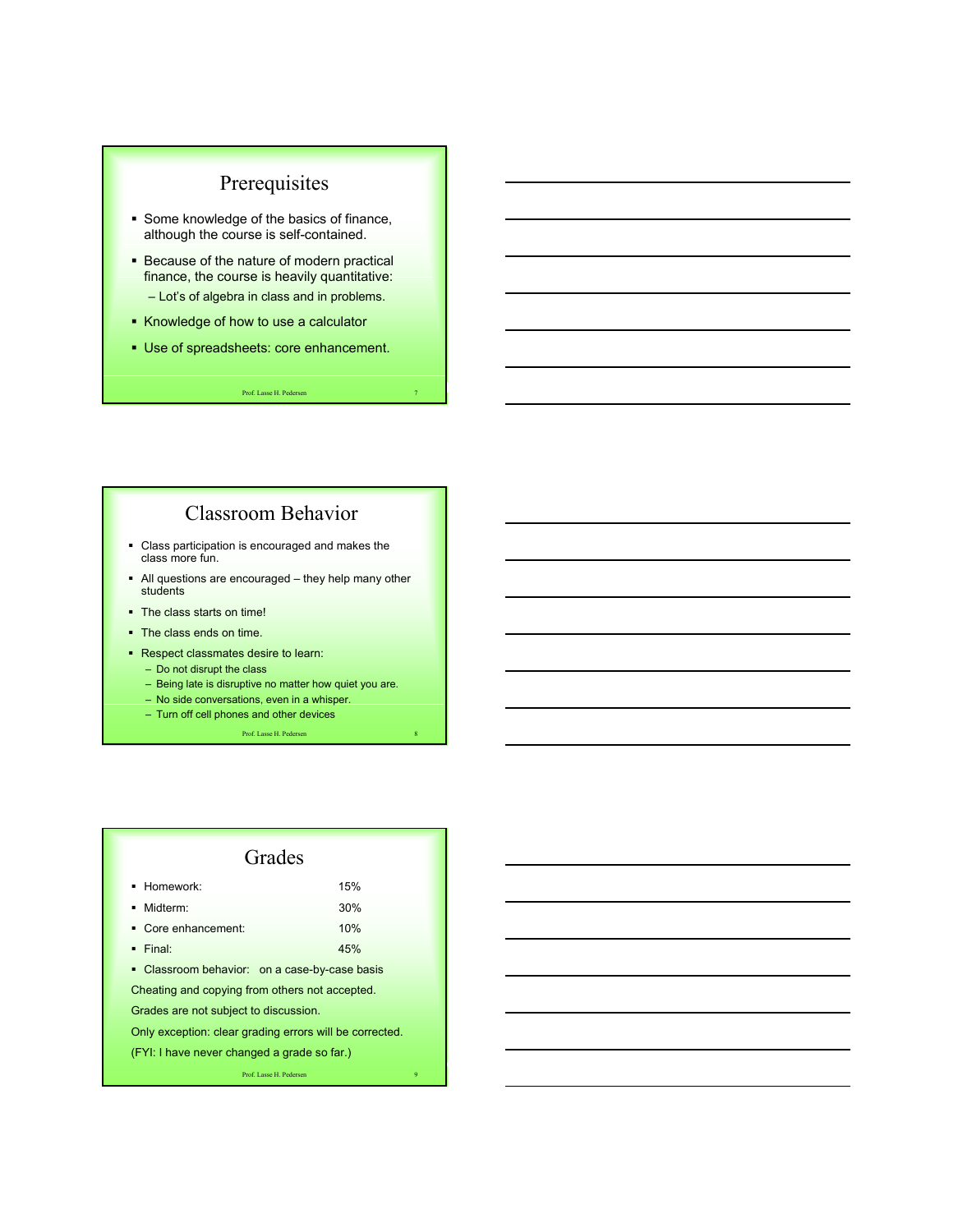## Prerequisites

- Some knowledge of the basics of finance, although the course is self-contained.
- Because of the nature of modern practical finance, the course is heavily quantitative:
  - Lot's of algebra in class and in problems.
- Knowledge of how to use a calculator
- Use of spreadsheets: core enhancement.

## Classroom Behavior

- Class participation is encouraged and makes the class more fun.
- All questions are encouraged – they help many other students
- The class starts on time!
- The class ends on time.
- Respect classmates desire to learn:
  - Do not disrupt the class
  - Being late is disruptive no matter how quiet you are.
  - No side conversations, even in a whisper.
  - Turn off cell phones and other devices

## Grades

- Homework: 15%
- Midterm: 30%
- Core enhancement: 10%
- Final: 45%
- Classroom behavior: on a case-by-case basis

Cheating and copying from others not accepted.

Grades are not subject to discussion.

Only exception: clear grading errors will be corrected.

(FYI: I have never changed a grade so far.)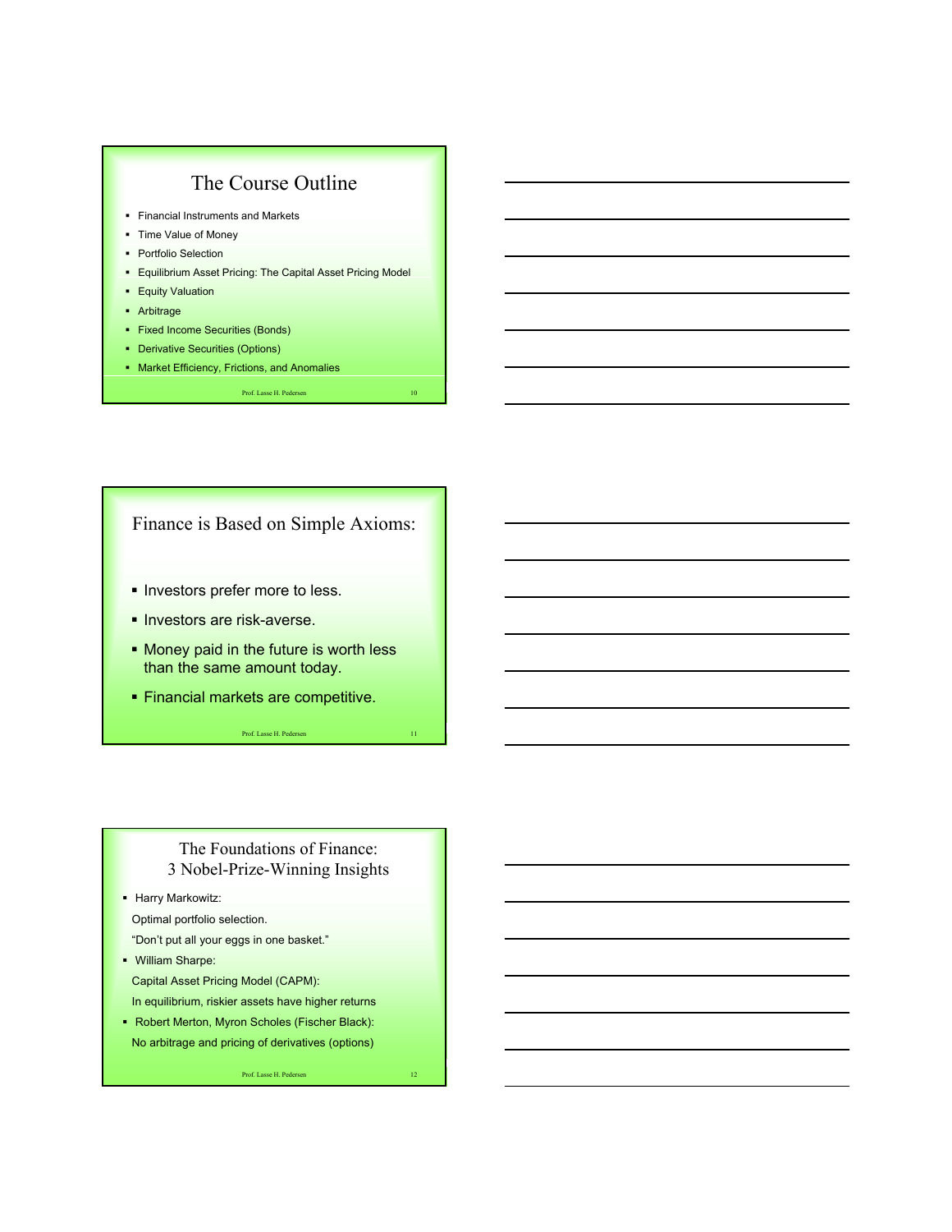## The Course Outline

- Financial Instruments and Markets
- Time Value of Money
- Portfolio Selection
- Equilibrium Asset Pricing: The Capital Asset Pricing Model
- Equity Valuation
- Arbitrage
- Fixed Income Securities (Bonds)
- Derivative Securities (Options)
- Market Efficiency, Frictions, and Anomalies

## Finance is Based on Simple Axioms:

- Investors prefer more to less.
- Investors are risk-averse.
- Money paid in the future is worth less than the same amount today.
- Financial markets are competitive.

## The Foundations of Finance: 3 Nobel-Prize-Winning Insights

- Harry Markowitz:

  Optimal portfolio selection.

  "Don't put all your eggs in one basket."
- William Sharpe:

  Capital Asset Pricing Model (CAPM):

  In equilibrium, riskier assets have higher returns
- Robert Merton, Myron Scholes (Fischer Black):

  No arbitrage and pricing of derivatives (options)